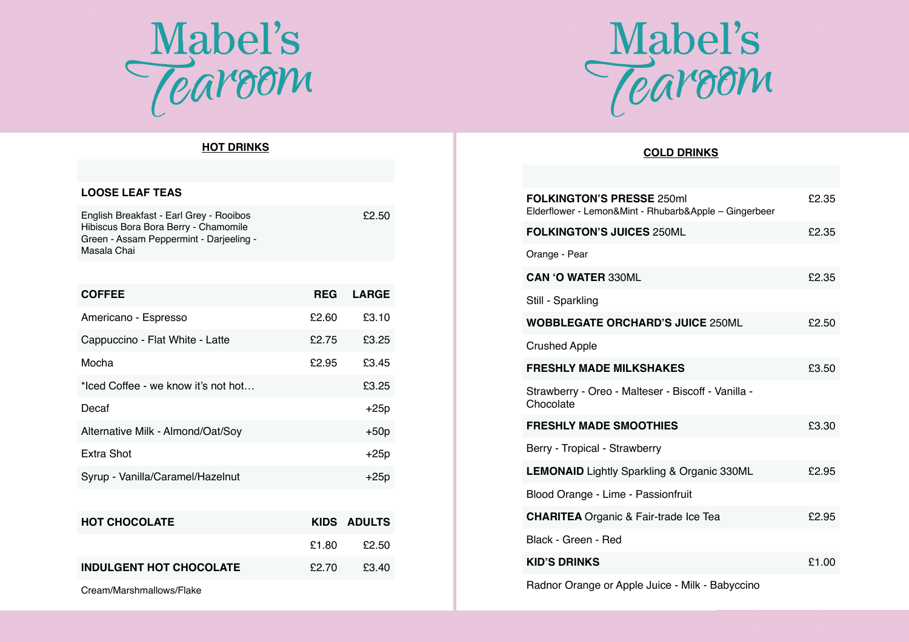# Mabel's Tearoom

## HOT DRINKS

| LOOSE LEAF TEAS | |
|---|---|
| English Breakfast - Earl Grey - Rooibos Hibiscus Bora Bora Berry - Chamomile Green - Assam Peppermint - Darjeeling - Masala Chai | £2.50 |

| COFFEE | REG | LARGE |
|---|---|---|
| Americano - Espresso | £2.60 | £3.10 |
| Cappuccino - Flat White - Latte | £2.75 | £3.25 |
| Mocha | £2.95 | £3.45 |
| *Iced Coffee - we know it's not hot… | | £3.25 |
| Decaf | | +25p |
| Alternative Milk - Almond/Oat/Soy | | +50p |
| Extra Shot | | +25p |
| Syrup - Vanilla/Caramel/Hazelnut | | +25p |

| HOT CHOCOLATE | KIDS | ADULTS |
|---|---|---|
| | £1.80 | £2.50 |
| **INDULGENT HOT CHOCOLATE** | £2.70 | £3.40 |

Cream/Marshmallows/Flake

# Mabel's Tearoom

## COLD DRINKS

| | |
|---|---|
| **FOLKINGTON'S PRESSE** 250ml<br>Elderflower - Lemon&Mint - Rhubarb&Apple – Gingerbeer | £2.35 |
| **FOLKINGTON'S JUICES** 250ML | £2.35 |
| Orange - Pear | |
| **CAN 'O WATER** 330ML | £2.35 |
| Still - Sparkling | |
| **WOBBLEGATE ORCHARD'S JUICE** 250ML | £2.50 |
| Crushed Apple | |
| **FRESHLY MADE MILKSHAKES** | £3.50 |
| Strawberry - Oreo - Malteser - Biscoff - Vanilla - Chocolate | |
| **FRESHLY MADE SMOOTHIES** | £3.30 |
| Berry - Tropical - Strawberry | |
| **LEMONAID** Lightly Sparkling & Organic 330ML | £2.95 |
| Blood Orange - Lime - Passionfruit | |
| **CHARITEA** Organic & Fair-trade Ice Tea | £2.95 |
| Black - Green - Red | |
| **KID'S DRINKS** | £1.00 |
| Radnor Orange or Apple Juice - Milk - Babyccino | |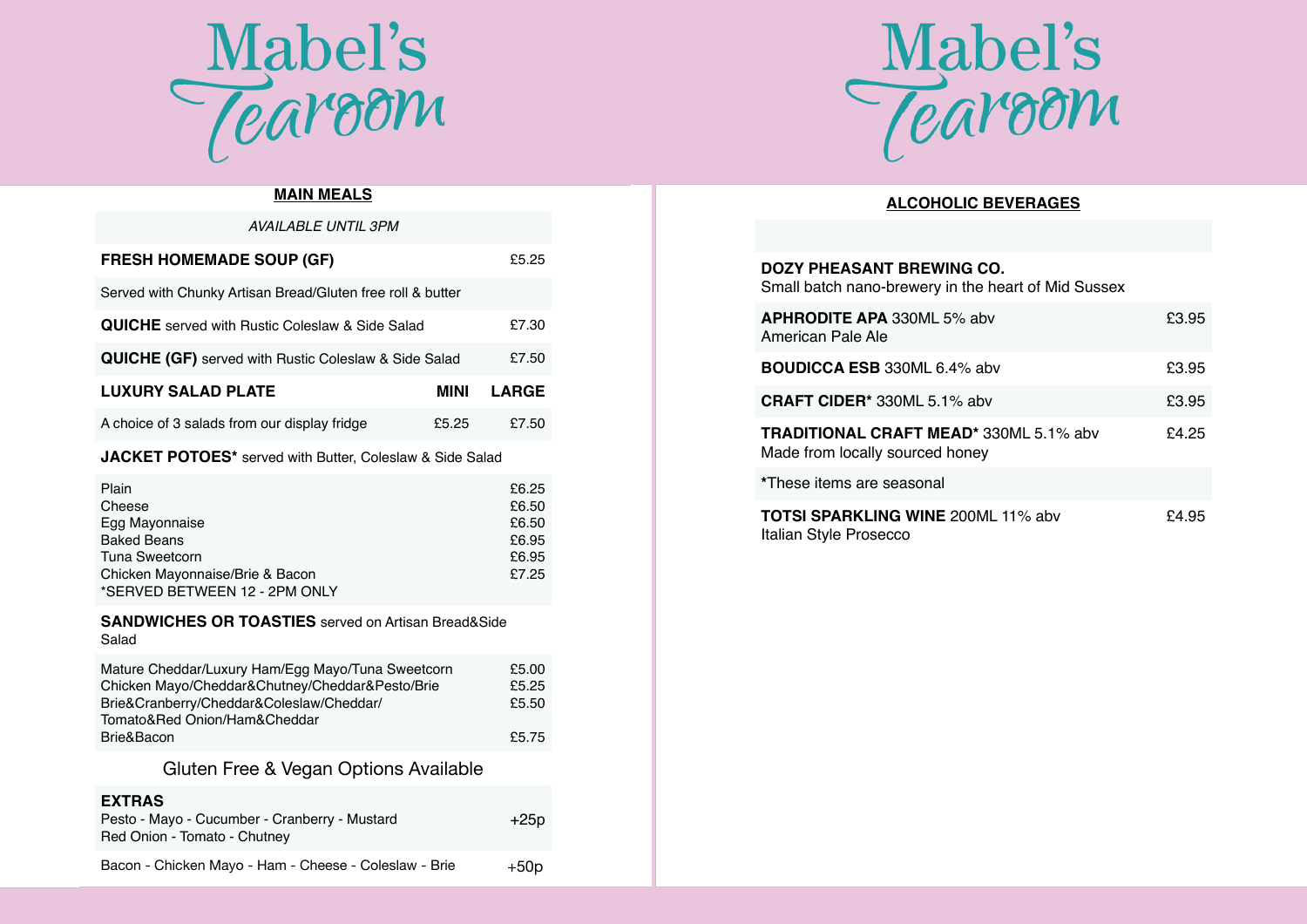# Mabel's Tearoom

## MAIN MEALS

*AVAILABLE UNTIL 3PM*

| | | |
|---|---|---|
| **FRESH HOMEMADE SOUP (GF)** | | £5.25 |
| Served with Chunky Artisan Bread/Gluten free roll & butter | | |
| **QUICHE** served with Rustic Coleslaw & Side Salad | | £7.30 |
| **QUICHE (GF)** served with Rustic Coleslaw & Side Salad | | £7.50 |
| **LUXURY SALAD PLATE** | **MINI** | **LARGE** |
| A choice of 3 salads from our display fridge | £5.25 | £7.50 |

**JACKET POTOES*** served with Butter, Coleslaw & Side Salad

| | |
|---|---|
| Plain | £6.25 |
| Cheese | £6.50 |
| Egg Mayonnaise | £6.50 |
| Baked Beans | £6.95 |
| Tuna Sweetcorn | £6.95 |
| Chicken Mayonnaise/Brie & Bacon | £7.25 |

*SERVED BETWEEN 12 - 2PM ONLY

**SANDWICHES OR TOASTIES** served on Artisan Bread&Side Salad

| | |
|---|---|
| Mature Cheddar/Luxury Ham/Egg Mayo/Tuna Sweetcorn | £5.00 |
| Chicken Mayo/Cheddar&Chutney/Cheddar&Pesto/Brie | £5.25 |
| Brie&Cranberry/Cheddar&Coleslaw/Cheddar/ Tomato&Red Onion/Ham&Cheddar | £5.50 |
| Brie&Bacon | £5.75 |

Gluten Free & Vegan Options Available

**EXTRAS**

| | |
|---|---|
| Pesto - Mayo - Cucumber - Cranberry - Mustard<br>Red Onion - Tomato - Chutney | +25p |
| Bacon - Chicken Mayo - Ham - Cheese - Coleslaw - Brie | +50p |

# Mabel's Tearoom

## ALCOHOLIC BEVERAGES

**DOZY PHEASANT BREWING CO.**
Small batch nano-brewery in the heart of Mid Sussex

| | |
|---|---|
| **APHRODITE APA** 330ML 5% abv<br>American Pale Ale | £3.95 |
| **BOUDICCA ESB** 330ML 6.4% abv | £3.95 |
| **CRAFT CIDER*** 330ML 5.1% abv | £3.95 |
| **TRADITIONAL CRAFT MEAD*** 330ML 5.1% abv<br>Made from locally sourced honey | £4.25 |

*These items are seasonal

| | |
|---|---|
| **TOTSI SPARKLING WINE** 200ML 11% abv<br>Italian Style Prosecco | £4.95 |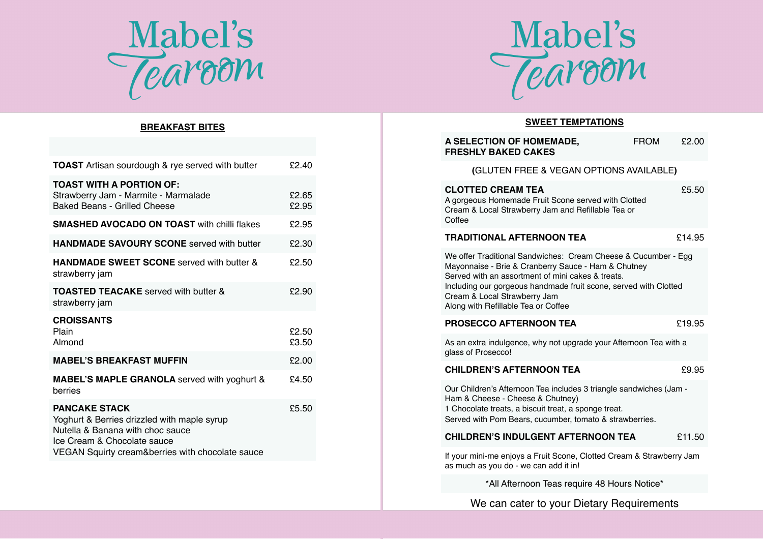# Mabel's Tearoom

## BREAKFAST BITES

| | |
|---|---|
| **TOAST** Artisan sourdough & rye served with butter | £2.40 |
| **TOAST WITH A PORTION OF:** Strawberry Jam - Marmite - Marmalade | £2.65 |
| Baked Beans - Grilled Cheese | £2.95 |
| **SMASHED AVOCADO ON TOAST** with chilli flakes | £2.95 |
| **HANDMADE SAVOURY SCONE** served with butter | £2.30 |
| **HANDMADE SWEET SCONE** served with butter & strawberry jam | £2.50 |
| **TOASTED TEACAKE** served with butter & strawberry jam | £2.90 |
| **CROISSANTS** Plain | £2.50 |
| Almond | £3.50 |
| **MABEL'S BREAKFAST MUFFIN** | £2.00 |
| **MABEL'S MAPLE GRANOLA** served with yoghurt & berries | £4.50 |
| **PANCAKE STACK** Yoghurt & Berries drizzled with maple syrup; Nutella & Banana with choc sauce; Ice Cream & Chocolate sauce; VEGAN Squirty cream&berries with chocolate sauce | £5.50 |

# Mabel's Tearoom

## SWEET TEMPTATIONS

| | |
|---|---|
| **A SELECTION OF HOMEMADE, FRESHLY BAKED CAKES** | FROM £2.00 |

**(**GLUTEN FREE & VEGAN OPTIONS AVAILABLE**)**

| | |
|---|---|
| **CLOTTED CREAM TEA** A gorgeous Homemade Fruit Scone served with Clotted Cream & Local Strawberry Jam and Refillable Tea or Coffee | £5.50 |
| **TRADITIONAL AFTERNOON TEA** | £14.95 |

We offer Traditional Sandwiches: Cream Cheese & Cucumber - Egg Mayonnaise - Brie & Cranberry Sauce - Ham & Chutney
Served with an assortment of mini cakes & treats.
Including our gorgeous handmade fruit scone, served with Clotted Cream & Local Strawberry Jam
Along with Refillable Tea or Coffee

| | |
|---|---|
| **PROSECCO AFTERNOON TEA** | £19.95 |

As an extra indulgence, why not upgrade your Afternoon Tea with a glass of Prosecco!

| | |
|---|---|
| **CHILDREN'S AFTERNOON TEA** | £9.95 |

Our Children's Afternoon Tea includes 3 triangle sandwiches (Jam - Ham & Cheese - Cheese & Chutney)
1 Chocolate treats, a biscuit treat, a sponge treat.
Served with Pom Bears, cucumber, tomato & strawberries.

| | |
|---|---|
| **CHILDREN'S INDULGENT AFTERNOON TEA** | £11.50 |

If your mini-me enjoys a Fruit Scone, Clotted Cream & Strawberry Jam as much as you do - we can add it in!

*All Afternoon Teas require 48 Hours Notice*

We can cater to your Dietary Requirements